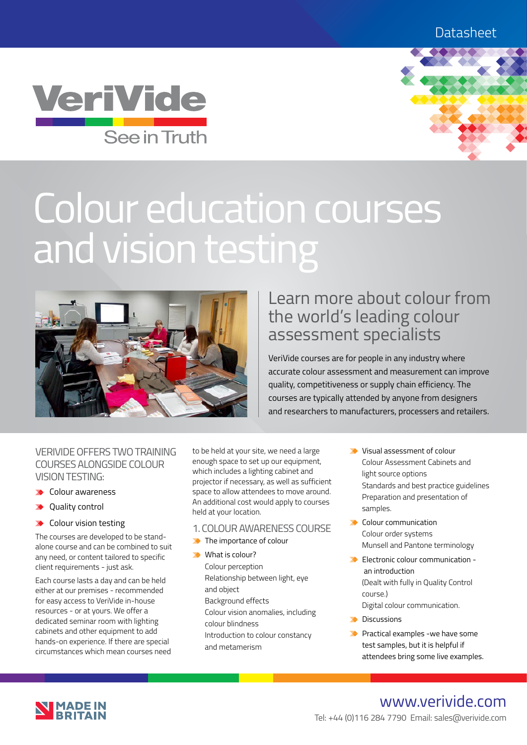Datasheet

VeriVide

See in Truth

# Colour education courses and vision testing

## Learn more about colour from the world's leading colour assessment specialists

VeriVide courses are for people in any industry where accurate colour assessment and measurement can improve quality, competitiveness or supply chain efficiency. The courses are typically attended by anyone from designers and researchers to manufacturers, processers and retailers.

### VERIVIDE OFFERS TWO TRAINING COURSES ALONGSIDE COLOUR VISION TESTING:

- Colour awareness
- Quality control
- Colour vision testing

The courses are developed to be stand-alone course and can be combined to suit any need, or content tailored to specific client requirements - just ask.

Each course lasts a day and can be held either at our premises - recommended for easy access to VeriVide in-house resources - or at yours. We offer a dedicated seminar room with lighting cabinets and other equipment to add hands-on experience. If there are special circumstances which mean courses need to be held at your site, we need a large enough space to set up our equipment, which includes a lighting cabinet and projector if necessary, as well as sufficient space to allow attendees to move around. An additional cost would apply to courses held at your location.

### 1. COLOUR AWARENESS COURSE

- The importance of colour
- What is colour?
  Colour perception
  Relationship between light, eye and object
  Background effects
  Colour vision anomalies, including colour blindness
  Introduction to colour constancy and metamerism
- Visual assessment of colour
  Colour Assessment Cabinets and light source options
  Standards and best practice guidelines
  Preparation and presentation of samples.
- Colour communication
  Colour order systems
  Munsell and Pantone terminology
- Electronic colour communication - an introduction
  (Dealt with fully in Quality Control course.)
  Digital colour communication.
- Discussions
- Practical examples -we have some test samples, but it is helpful if attendees bring some live examples.

MADE IN BRITAIN

www.verivide.com

Tel: +44 (0)116 284 7790 Email: sales@verivide.com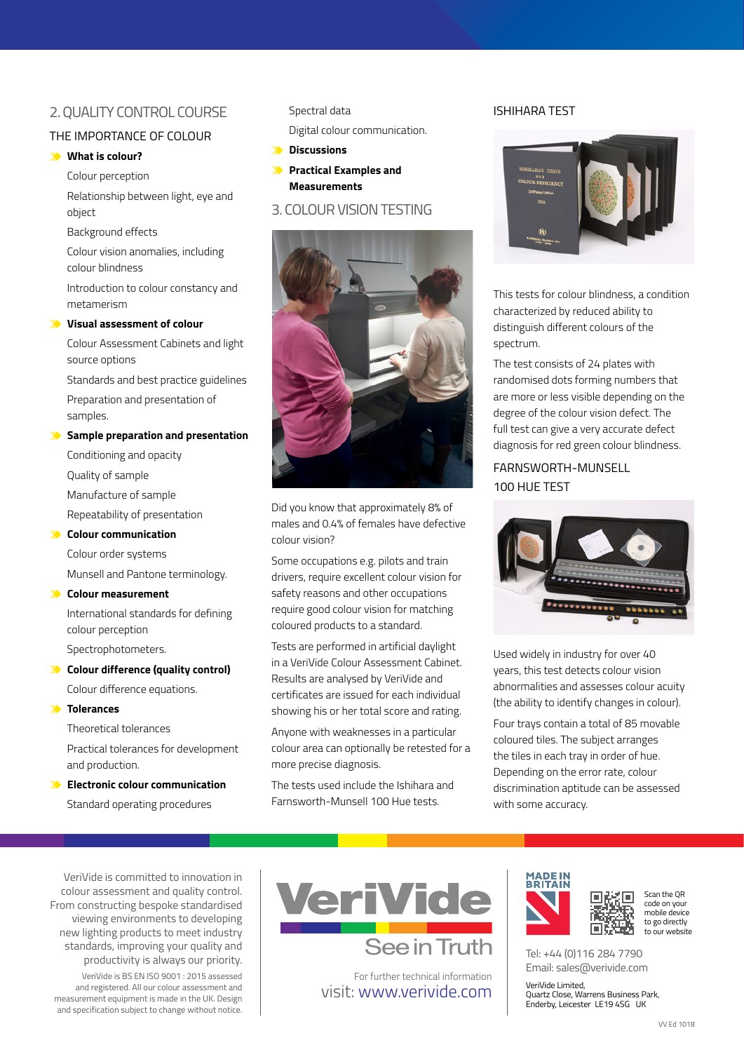## 2. QUALITY CONTROL COURSE

### THE IMPORTANCE OF COLOUR

- **What is colour?**
  - Colour perception
  - Relationship between light, eye and object
  - Background effects
  - Colour vision anomalies, including colour blindness
  - Introduction to colour constancy and metamerism
- **Visual assessment of colour**
  - Colour Assessment Cabinets and light source options
  - Standards and best practice guidelines
  - Preparation and presentation of samples.
- **Sample preparation and presentation**
  - Conditioning and opacity
  - Quality of sample
  - Manufacture of sample
  - Repeatability of presentation
- **Colour communication**
  - Colour order systems
  - Munsell and Pantone terminology.
- **Colour measurement**
  - International standards for defining colour perception
  - Spectrophotometers.
- **Colour difference (quality control)**
  - Colour difference equations.
- **Tolerances**
  - Theoretical tolerances
  - Practical tolerances for development and production.
- **Electronic colour communication**
  - Standard operating procedures
  - Spectral data
  - Digital colour communication.
- **Discussions**
- **Practical Examples and Measurements**

## 3. COLOUR VISION TESTING

Did you know that approximately 8% of males and 0.4% of females have defective colour vision?

Some occupations e.g. pilots and train drivers, require excellent colour vision for safety reasons and other occupations require good colour vision for matching coloured products to a standard.

Tests are performed in artificial daylight in a VeriVide Colour Assessment Cabinet. Results are analysed by VeriVide and certificates are issued for each individual showing his or her total score and rating.

Anyone with weaknesses in a particular colour area can optionally be retested for a more precise diagnosis.

The tests used include the Ishihara and Farnsworth-Munsell 100 Hue tests.

### ISHIHARA TEST

This tests for colour blindness, a condition characterized by reduced ability to distinguish different colours of the spectrum.

The test consists of 24 plates with randomised dots forming numbers that are more or less visible depending on the degree of the colour vision defect. The full test can give a very accurate defect diagnosis for red green colour blindness.

### FARNSWORTH-MUNSELL 100 HUE TEST

Used widely in industry for over 40 years, this test detects colour vision abnormalities and assesses colour acuity (the ability to identify changes in colour).

Four trays contain a total of 85 movable coloured tiles. The subject arranges the tiles in each tray in order of hue. Depending on the error rate, colour discrimination aptitude can be assessed with some accuracy.

---

VeriVide is committed to innovation in colour assessment and quality control. From constructing bespoke standardised viewing environments to developing new lighting products to meet industry standards, improving your quality and productivity is always our priority.

VeriVide is BS EN ISO 9001 : 2015 assessed and registered. All our colour assessment and measurement equipment is made in the UK. Design and specification subject to change without notice.

**VeriVide**
See in Truth

For further technical information
visit: www.verivide.com

MADE IN BRITAIN

Scan the QR code on your mobile device to go directly to our website

Tel: +44 (0)116 284 7790
Email: sales@verivide.com

VeriVide Limited,
Quartz Close, Warrens Business Park,
Enderby, Leicester LE19 4SG UK

VV Ed 1018